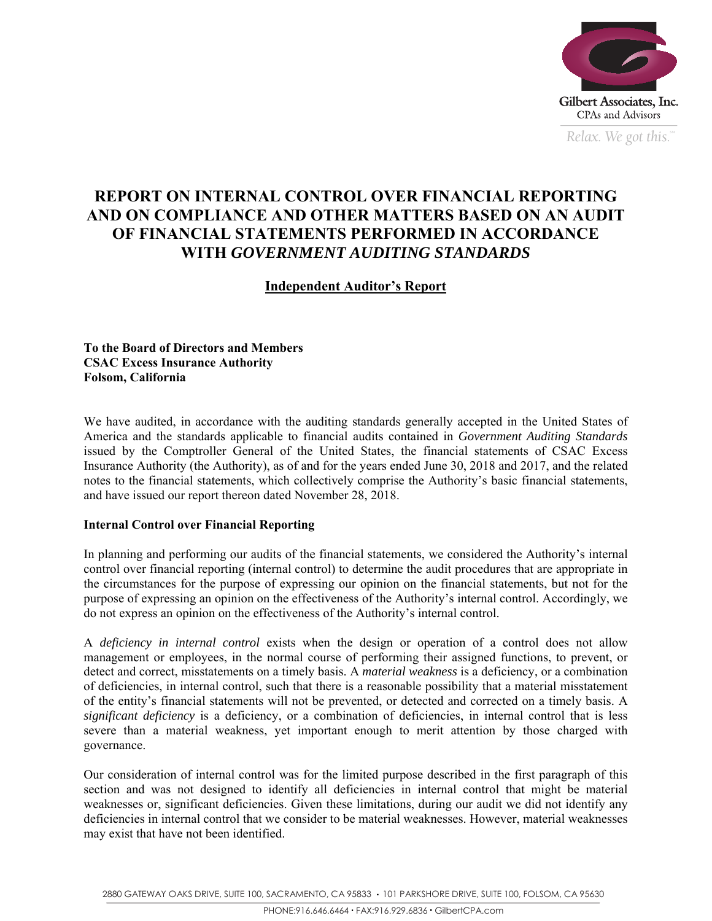Gilbert Associates, Inc.
CPAs and Advisors
*Relax. We got this.*℠

# REPORT ON INTERNAL CONTROL OVER FINANCIAL REPORTING AND ON COMPLIANCE AND OTHER MATTERS BASED ON AN AUDIT OF FINANCIAL STATEMENTS PERFORMED IN ACCORDANCE WITH *GOVERNMENT AUDITING STANDARDS*

## Independent Auditor's Report

**To the Board of Directors and Members**
**CSAC Excess Insurance Authority**
**Folsom, California**

We have audited, in accordance with the auditing standards generally accepted in the United States of America and the standards applicable to financial audits contained in *Government Auditing Standards* issued by the Comptroller General of the United States, the financial statements of CSAC Excess Insurance Authority (the Authority), as of and for the years ended June 30, 2018 and 2017, and the related notes to the financial statements, which collectively comprise the Authority's basic financial statements, and have issued our report thereon dated November 28, 2018.

**Internal Control over Financial Reporting**

In planning and performing our audits of the financial statements, we considered the Authority's internal control over financial reporting (internal control) to determine the audit procedures that are appropriate in the circumstances for the purpose of expressing our opinion on the financial statements, but not for the purpose of expressing an opinion on the effectiveness of the Authority's internal control. Accordingly, we do not express an opinion on the effectiveness of the Authority's internal control.

A *deficiency in internal control* exists when the design or operation of a control does not allow management or employees, in the normal course of performing their assigned functions, to prevent, or detect and correct, misstatements on a timely basis. A *material weakness* is a deficiency, or a combination of deficiencies, in internal control, such that there is a reasonable possibility that a material misstatement of the entity's financial statements will not be prevented, or detected and corrected on a timely basis. A *significant deficiency* is a deficiency, or a combination of deficiencies, in internal control that is less severe than a material weakness, yet important enough to merit attention by those charged with governance.

Our consideration of internal control was for the limited purpose described in the first paragraph of this section and was not designed to identify all deficiencies in internal control that might be material weaknesses or, significant deficiencies. Given these limitations, during our audit we did not identify any deficiencies in internal control that we consider to be material weaknesses. However, material weaknesses may exist that have not been identified.

2880 GATEWAY OAKS DRIVE, SUITE 100, SACRAMENTO, CA 95833 • 101 PARKSHORE DRIVE, SUITE 100, FOLSOM, CA 95630
PHONE:916.646.6464 • FAX:916.929.6836 • GilbertCPA.com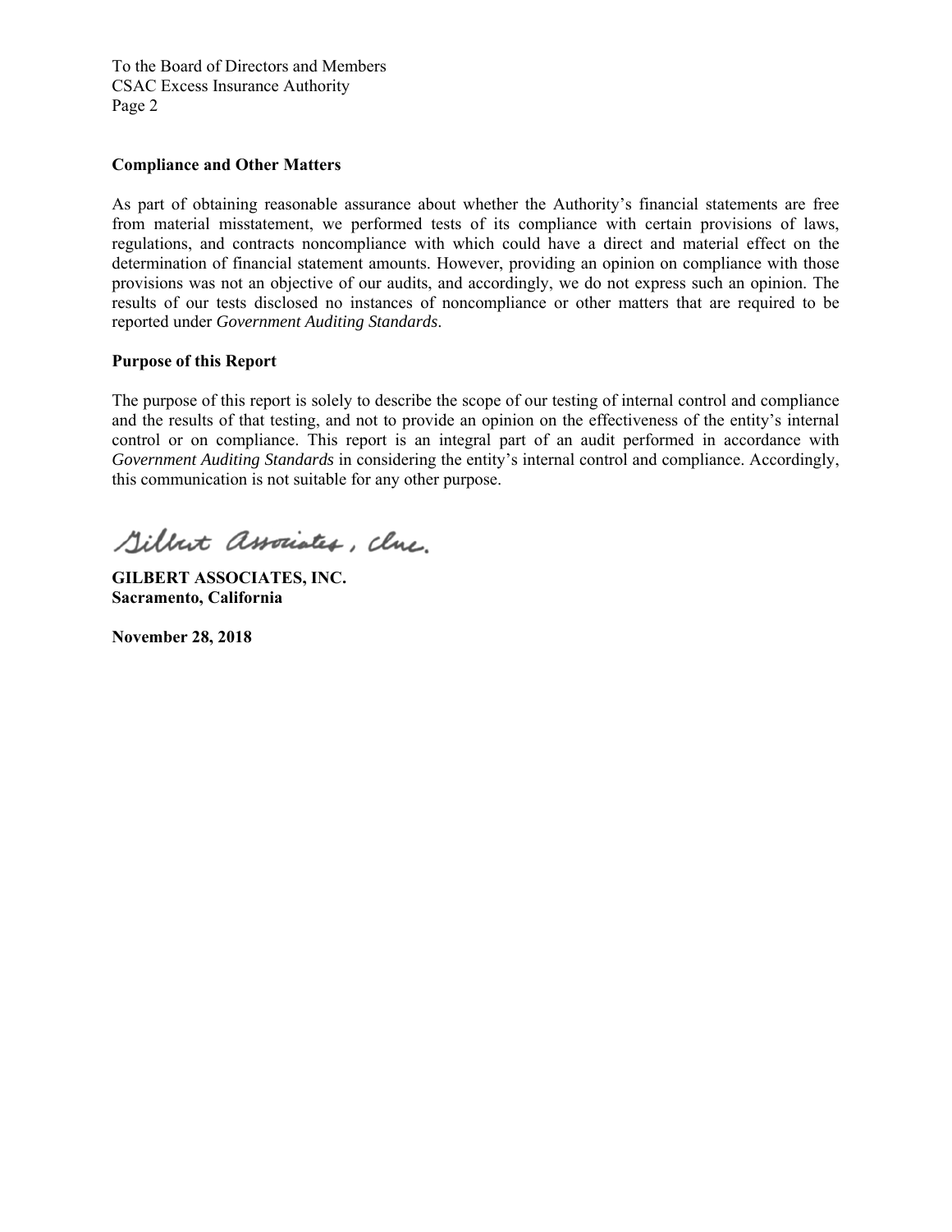To the Board of Directors and Members
CSAC Excess Insurance Authority

**Compliance and Other Matters**

As part of obtaining reasonable assurance about whether the Authority's financial statements are free from material misstatement, we performed tests of its compliance with certain provisions of laws, regulations, and contracts noncompliance with which could have a direct and material effect on the determination of financial statement amounts. However, providing an opinion on compliance with those provisions was not an objective of our audits, and accordingly, we do not express such an opinion. The results of our tests disclosed no instances of noncompliance or other matters that are required to be reported under *Government Auditing Standards*.

**Purpose of this Report**

The purpose of this report is solely to describe the scope of our testing of internal control and compliance and the results of that testing, and not to provide an opinion on the effectiveness of the entity's internal control or on compliance. This report is an integral part of an audit performed in accordance with *Government Auditing Standards* in considering the entity's internal control and compliance. Accordingly, this communication is not suitable for any other purpose.

Gilbert Associates, Inc.

**GILBERT ASSOCIATES, INC.**
**Sacramento, California**

**November 28, 2018**